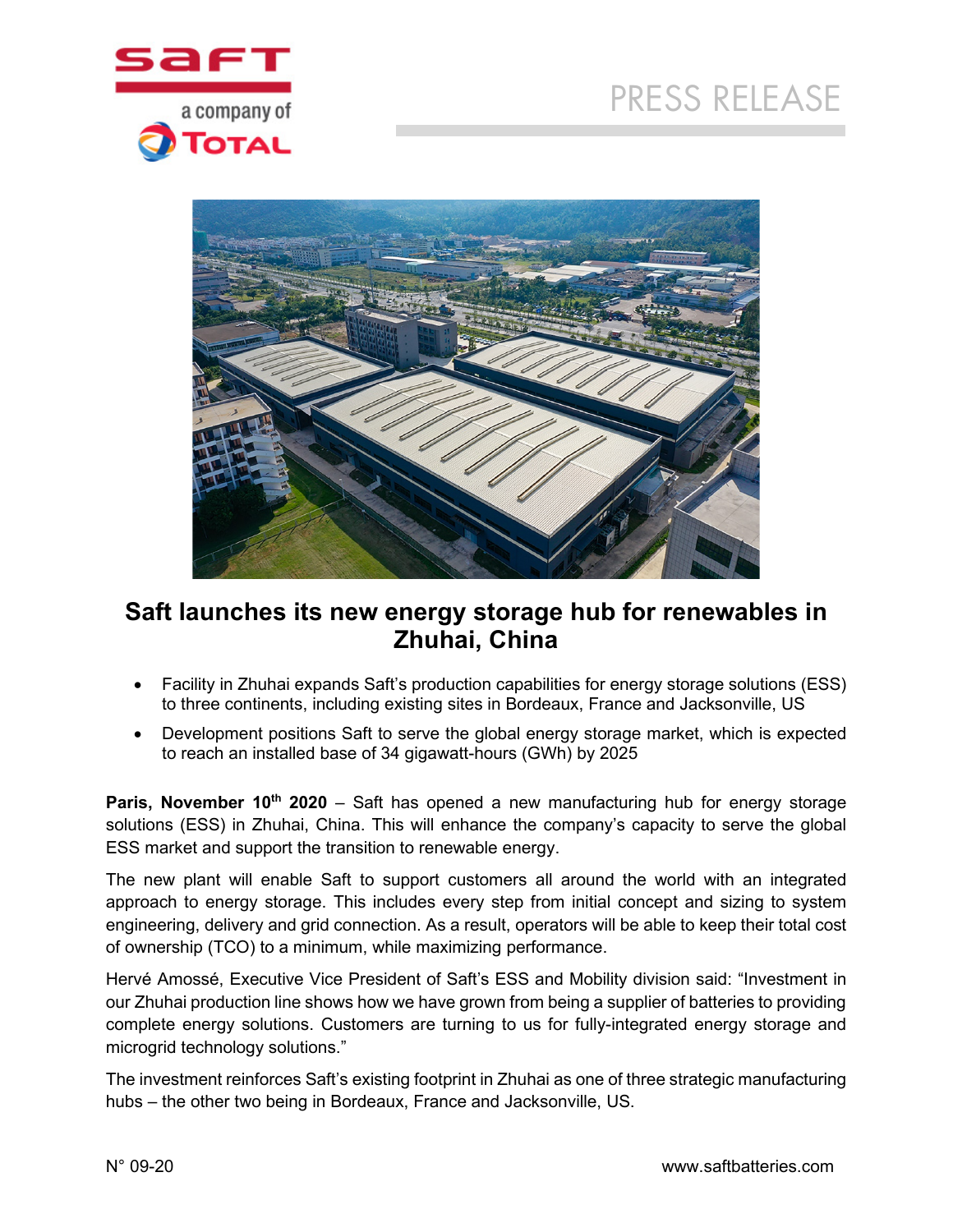PRESS RELEASE

# Saft launches its new energy storage hub for renewables in Zhuhai, China

- Facility in Zhuhai expands Saft's production capabilities for energy storage solutions (ESS) to three continents, including existing sites in Bordeaux, France and Jacksonville, US
- Development positions Saft to serve the global energy storage market, which is expected to reach an installed base of 34 gigawatt-hours (GWh) by 2025

**Paris, November 10th 2020** – Saft has opened a new manufacturing hub for energy storage solutions (ESS) in Zhuhai, China. This will enhance the company's capacity to serve the global ESS market and support the transition to renewable energy.

The new plant will enable Saft to support customers all around the world with an integrated approach to energy storage. This includes every step from initial concept and sizing to system engineering, delivery and grid connection. As a result, operators will be able to keep their total cost of ownership (TCO) to a minimum, while maximizing performance.

Hervé Amossé, Executive Vice President of Saft's ESS and Mobility division said: "Investment in our Zhuhai production line shows how we have grown from being a supplier of batteries to providing complete energy solutions. Customers are turning to us for fully-integrated energy storage and microgrid technology solutions."

The investment reinforces Saft's existing footprint in Zhuhai as one of three strategic manufacturing hubs – the other two being in Bordeaux, France and Jacksonville, US.

N° 09-20

www.saftbatteries.com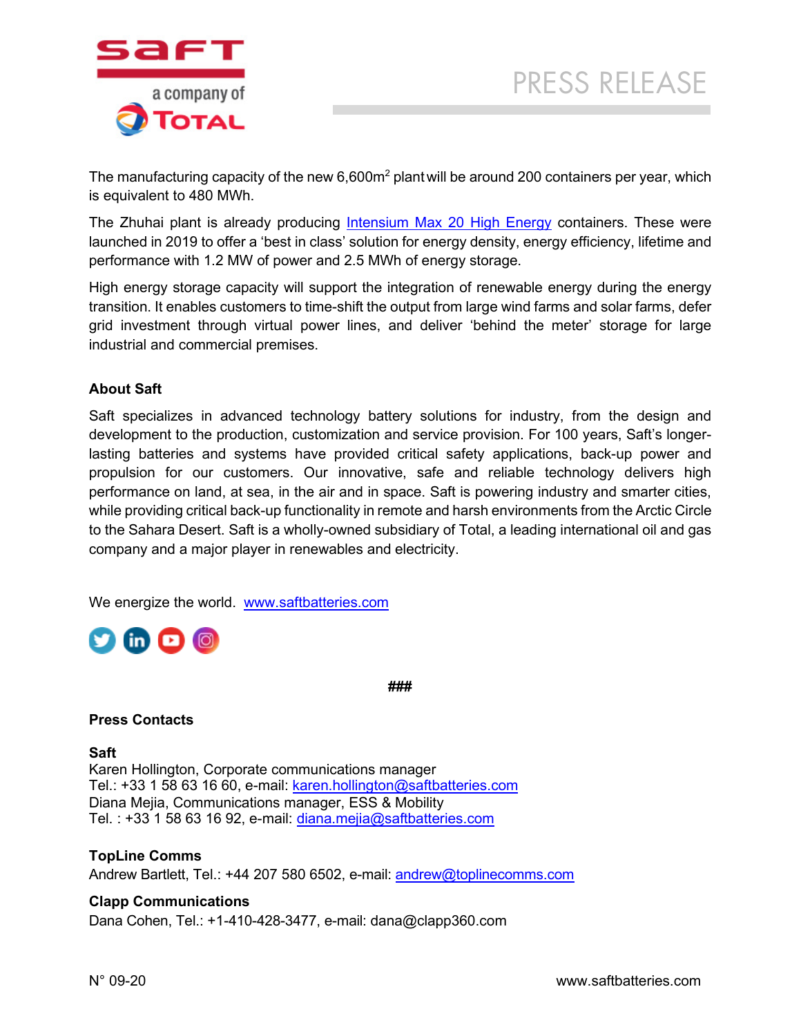The manufacturing capacity of the new 6,600m$^2$ plant will be around 200 containers per year, which is equivalent to 480 MWh.

The Zhuhai plant is already producing [Intensium Max 20 High Energy](Intensium Max 20 High Energy) containers. These were launched in 2019 to offer a 'best in class' solution for energy density, energy efficiency, lifetime and performance with 1.2 MW of power and 2.5 MWh of energy storage.

High energy storage capacity will support the integration of renewable energy during the energy transition. It enables customers to time-shift the output from large wind farms and solar farms, defer grid investment through virtual power lines, and deliver 'behind the meter' storage for large industrial and commercial premises.

**About Saft**

Saft specializes in advanced technology battery solutions for industry, from the design and development to the production, customization and service provision. For 100 years, Saft's longer-lasting batteries and systems have provided critical safety applications, back-up power and propulsion for our customers. Our innovative, safe and reliable technology delivers high performance on land, at sea, in the air and in space. Saft is powering industry and smarter cities, while providing critical back-up functionality in remote and harsh environments from the Arctic Circle to the Sahara Desert. Saft is a wholly-owned subsidiary of Total, a leading international oil and gas company and a major player in renewables and electricity.

We energize the world. www.saftbatteries.com

###

**Press Contacts**

**Saft**
Karen Hollington, Corporate communications manager
Tel.: +33 1 58 63 16 60, e-mail: karen.hollington@saftbatteries.com
Diana Mejia, Communications manager, ESS & Mobility
Tel. : +33 1 58 63 16 92, e-mail: diana.mejia@saftbatteries.com

**TopLine Comms**
Andrew Bartlett, Tel.: +44 207 580 6502, e-mail: andrew@toplinecomms.com

**Clapp Communications**
Dana Cohen, Tel.: +1-410-428-3477, e-mail: dana@clapp360.com

N° 09-20